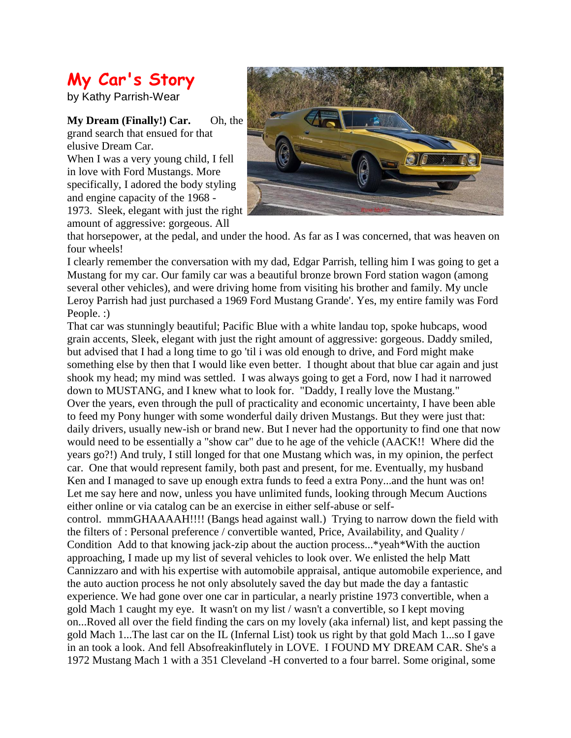# My Car's Story

by Kathy Parrish-Wear

**My Dream (Finally!) Car.** Oh, the grand search that ensued for that elusive Dream Car.
When I was a very young child, I fell in love with Ford Mustangs. More specifically, I adored the body styling and engine capacity of the 1968 - 1973. Sleek, elegant with just the right amount of aggressive: gorgeous. All that horsepower, at the pedal, and under the hood. As far as I was concerned, that was heaven on four wheels!
I clearly remember the conversation with my dad, Edgar Parrish, telling him I was going to get a Mustang for my car. Our family car was a beautiful bronze brown Ford station wagon (among several other vehicles), and were driving home from visiting his brother and family. My uncle Leroy Parrish had just purchased a 1969 Ford Mustang Grande'. Yes, my entire family was Ford People. :)
That car was stunningly beautiful; Pacific Blue with a white landau top, spoke hubcaps, wood grain accents, Sleek, elegant with just the right amount of aggressive: gorgeous. Daddy smiled, but advised that I had a long time to go 'til i was old enough to drive, and Ford might make something else by then that I would like even better. I thought about that blue car again and just shook my head; my mind was settled. I was always going to get a Ford, now I had it narrowed down to MUSTANG, and I knew what to look for. "Daddy, I really love the Mustang."
Over the years, even through the pull of practicality and economic uncertainty, I have been able to feed my Pony hunger with some wonderful daily driven Mustangs. But they were just that: daily drivers, usually new-ish or brand new. But I never had the opportunity to find one that now would need to be essentially a "show car" due to he age of the vehicle (AACK!! Where did the years go?!) And truly, I still longed for that one Mustang which was, in my opinion, the perfect car. One that would represent family, both past and present, for me. Eventually, my husband Ken and I managed to save up enough extra funds to feed a extra Pony...and the hunt was on!
Let me say here and now, unless you have unlimited funds, looking through Mecum Auctions either online or via catalog can be an exercise in either self-abuse or self-control. mmmGHAAAAH!!!! (Bangs head against wall.) Trying to narrow down the field with the filters of : Personal preference / convertible wanted, Price, Availability, and Quality / Condition Add to that knowing jack-zip about the auction process...*yeah*With the auction approaching, I made up my list of several vehicles to look over. We enlisted the help Matt Cannizzaro and with his expertise with automobile appraisal, antique automobile experience, and the auto auction process he not only absolutely saved the day but made the day a fantastic experience. We had gone over one car in particular, a nearly pristine 1973 convertible, when a gold Mach 1 caught my eye. It wasn't on my list / wasn't a convertible, so I kept moving on...Roved all over the field finding the cars on my lovely (aka infernal) list, and kept passing the gold Mach 1...The last car on the IL (Infernal List) took us right by that gold Mach 1...so I gave in an took a look. And fell Absofreakinflutely in LOVE. I FOUND MY DREAM CAR. She's a 1972 Mustang Mach 1 with a 351 Cleveland -H converted to a four barrel. Some original, some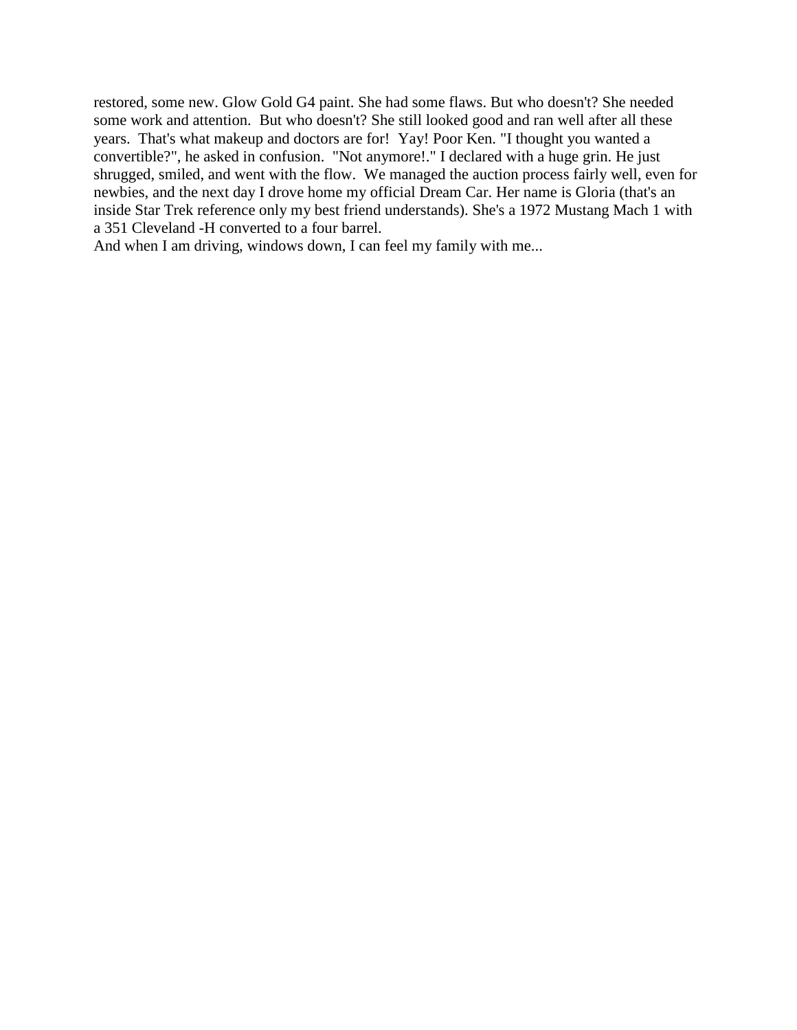restored, some new. Glow Gold G4 paint. She had some flaws. But who doesn't? She needed some work and attention. But who doesn't? She still looked good and ran well after all these years. That's what makeup and doctors are for! Yay! Poor Ken. "I thought you wanted a convertible?", he asked in confusion. "Not anymore!." I declared with a huge grin. He just shrugged, smiled, and went with the flow. We managed the auction process fairly well, even for newbies, and the next day I drove home my official Dream Car. Her name is Gloria (that's an inside Star Trek reference only my best friend understands). She's a 1972 Mustang Mach 1 with a 351 Cleveland -H converted to a four barrel.

And when I am driving, windows down, I can feel my family with me...